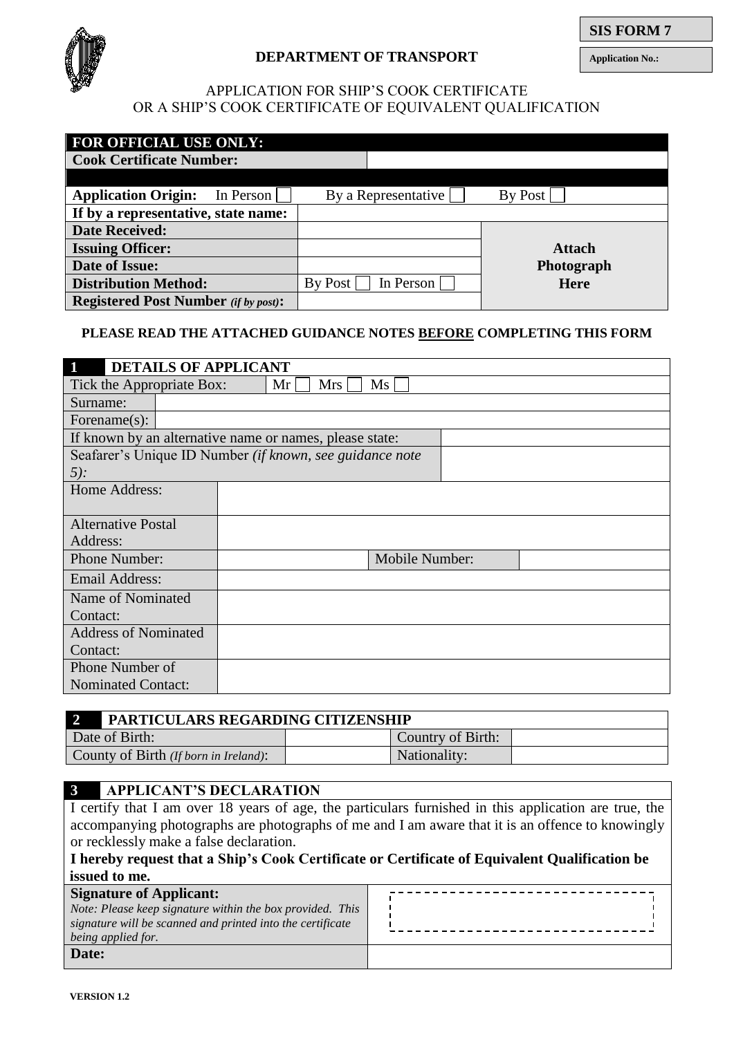**SIS FORM 7**

**Application No.:**

**DEPARTMENT OF TRANSPORT**

APPLICATION FOR SHIP'S COOK CERTIFICATE
OR A SHIP'S COOK CERTIFICATE OF EQUIVALENT QUALIFICATION

| **FOR OFFICIAL USE ONLY:** | | |
|---|---|---|
| **Cook Certificate Number:** | | |
| **Application Origin:** In Person ☐ | By a Representative ☐ | By Post ☐ |
| **If by a representative, state name:** | | |
| **Date Received:** | | **Attach Photograph Here** |
| **Issuing Officer:** | | |
| **Date of Issue:** | | |
| **Distribution Method:** | By Post ☐ In Person ☐ | |
| **Registered Post Number** *(if by post)*: | | |

**PLEASE READ THE ATTACHED GUIDANCE NOTES BEFORE COMPLETING THIS FORM**

| **1 DETAILS OF APPLICANT** | | | |
|---|---|---|---|
| Tick the Appropriate Box: | Mr ☐ Mrs ☐ Ms ☐ | | |
| Surname: | | | |
| Forename(s): | | | |
| If known by an alternative name or names, please state: | | | |
| Seafarer's Unique ID Number *(if known, see guidance note 5)*: | | | |
| Home Address: | | | |
| Alternative Postal Address: | | | |
| Phone Number: | | Mobile Number: | |
| Email Address: | | | |
| Name of Nominated Contact: | | | |
| Address of Nominated Contact: | | | |
| Phone Number of Nominated Contact: | | | |

| **2 PARTICULARS REGARDING CITIZENSHIP** | | | |
|---|---|---|---|
| Date of Birth: | | Country of Birth: | |
| County of Birth *(If born in Ireland)*: | | Nationality: | |

**3 APPLICANT'S DECLARATION**

I certify that I am over 18 years of age, the particulars furnished in this application are true, the accompanying photographs are photographs of me and I am aware that it is an offence to knowingly or recklessly make a false declaration.

**I hereby request that a Ship's Cook Certificate or Certificate of Equivalent Qualification be issued to me.**

| | |
|---|---|
| **Signature of Applicant:** *Note: Please keep signature within the box provided. This signature will be scanned and printed into the certificate being applied for.* | |
| **Date:** | |

**VERSION 1.2**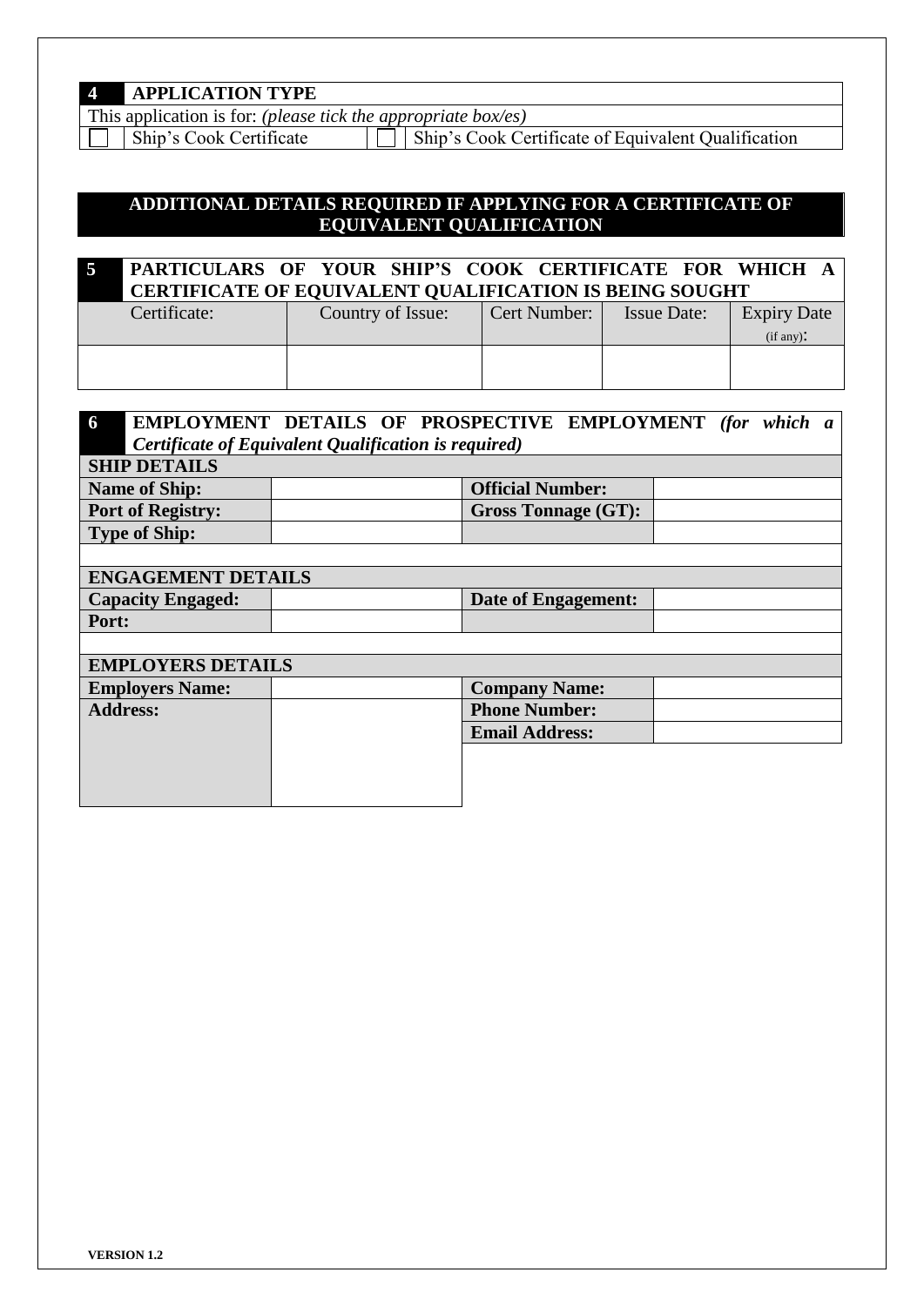## 4 APPLICATION TYPE

This application is for: *(please tick the appropriate box/es)*

| | | | |
|---|---|---|---|
| ☐ | Ship's Cook Certificate | ☐ | Ship's Cook Certificate of Equivalent Qualification |

## ADDITIONAL DETAILS REQUIRED IF APPLYING FOR A CERTIFICATE OF EQUIVALENT QUALIFICATION

## 5 PARTICULARS OF YOUR SHIP'S COOK CERTIFICATE FOR WHICH A CERTIFICATE OF EQUIVALENT QUALIFICATION IS BEING SOUGHT

| Certificate: | Country of Issue: | Cert Number: | Issue Date: | Expiry Date (if any): |
|---|---|---|---|---|
| | | | | |

## 6 EMPLOYMENT DETAILS OF PROSPECTIVE EMPLOYMENT *(for which a Certificate of Equivalent Qualification is required)*

| **SHIP DETAILS** | | | |
|---|---|---|---|
| **Name of Ship:** | | **Official Number:** | |
| **Port of Registry:** | | **Gross Tonnage (GT):** | |
| **Type of Ship:** | | | |
| | | | |
| **ENGAGEMENT DETAILS** | | | |
| **Capacity Engaged:** | | **Date of Engagement:** | |
| **Port:** | | | |
| | | | |
| **EMPLOYERS DETAILS** | | | |
| **Employers Name:** | | **Company Name:** | |
| **Address:** | | **Phone Number:** | |
| | | **Email Address:** | |

VERSION 1.2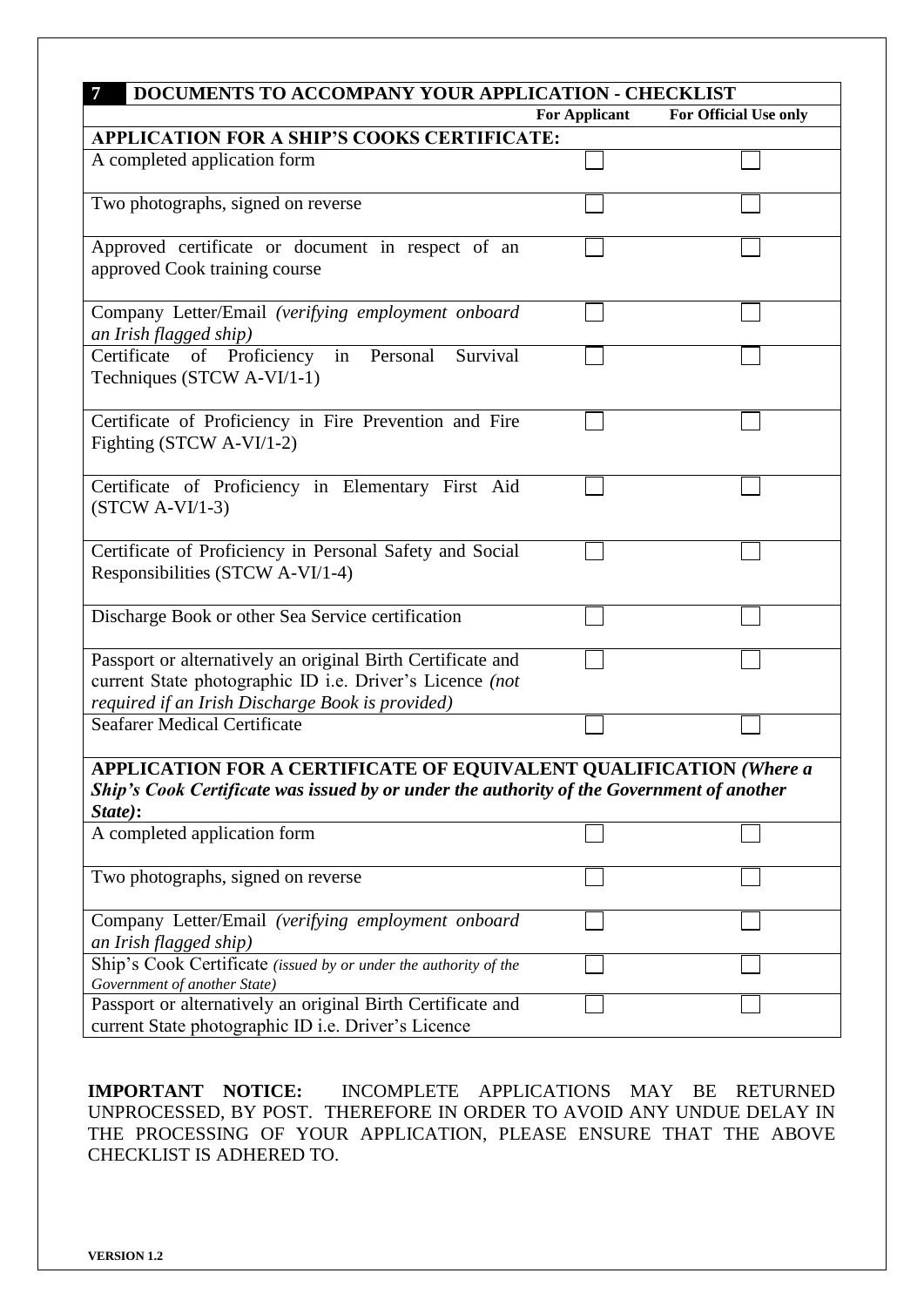## 7 DOCUMENTS TO ACCOMPANY YOUR APPLICATION - CHECKLIST

| | For Applicant | For Official Use only |
|---|---|---|
| **APPLICATION FOR A SHIP'S COOKS CERTIFICATE:** | | |
| A completed application form | ☐ | ☐ |
| Two photographs, signed on reverse | ☐ | ☐ |
| Approved certificate or document in respect of an approved Cook training course | ☐ | ☐ |
| Company Letter/Email *(verifying employment onboard an Irish flagged ship)* | ☐ | ☐ |
| Certificate of Proficiency in Personal Survival Techniques (STCW A-VI/1-1) | ☐ | ☐ |
| Certificate of Proficiency in Fire Prevention and Fire Fighting (STCW A-VI/1-2) | ☐ | ☐ |
| Certificate of Proficiency in Elementary First Aid (STCW A-VI/1-3) | ☐ | ☐ |
| Certificate of Proficiency in Personal Safety and Social Responsibilities (STCW A-VI/1-4) | ☐ | ☐ |
| Discharge Book or other Sea Service certification | ☐ | ☐ |
| Passport or alternatively an original Birth Certificate and current State photographic ID i.e. Driver's Licence *(not required if an Irish Discharge Book is provided)* | ☐ | ☐ |
| Seafarer Medical Certificate | ☐ | ☐ |
| **APPLICATION FOR A CERTIFICATE OF EQUIVALENT QUALIFICATION *(Where a Ship's Cook Certificate was issued by or under the authority of the Government of another State)*:** | | |
| A completed application form | ☐ | ☐ |
| Two photographs, signed on reverse | ☐ | ☐ |
| Company Letter/Email *(verifying employment onboard an Irish flagged ship)* | ☐ | ☐ |
| Ship's Cook Certificate *(issued by or under the authority of the Government of another State)* | ☐ | ☐ |
| Passport or alternatively an original Birth Certificate and current State photographic ID i.e. Driver's Licence | ☐ | ☐ |

**IMPORTANT NOTICE:** INCOMPLETE APPLICATIONS MAY BE RETURNED UNPROCESSED, BY POST. THEREFORE IN ORDER TO AVOID ANY UNDUE DELAY IN THE PROCESSING OF YOUR APPLICATION, PLEASE ENSURE THAT THE ABOVE CHECKLIST IS ADHERED TO.

**VERSION 1.2**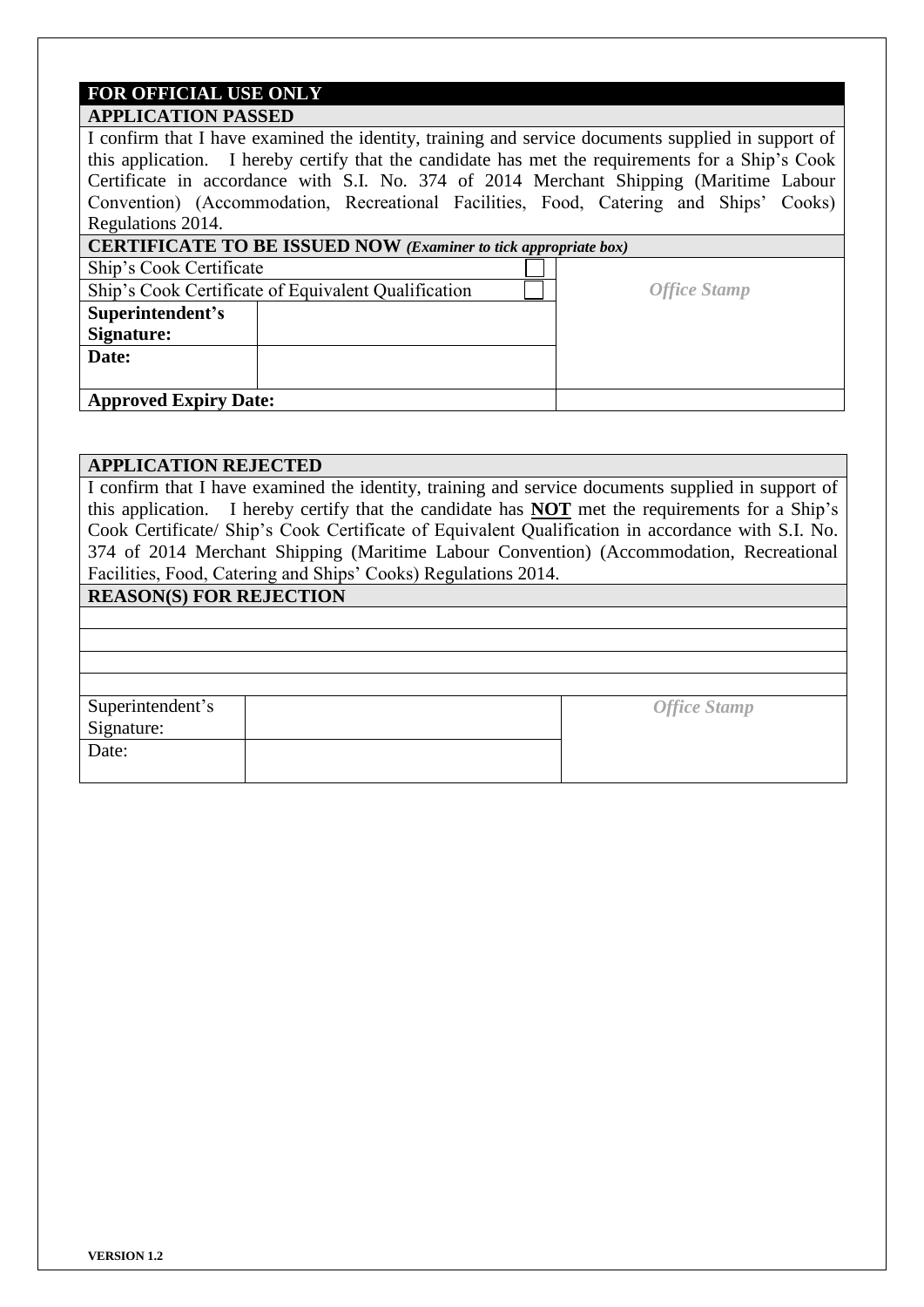## FOR OFFICIAL USE ONLY

### APPLICATION PASSED

I confirm that I have examined the identity, training and service documents supplied in support of this application. I hereby certify that the candidate has met the requirements for a Ship's Cook Certificate in accordance with S.I. No. 374 of 2014 Merchant Shipping (Maritime Labour Convention) (Accommodation, Recreational Facilities, Food, Catering and Ships' Cooks) Regulations 2014.

**CERTIFICATE TO BE ISSUED NOW** ***(Examiner to tick appropriate box)***

| | | | |
|---|---|---|---|
| Ship's Cook Certificate | | ☐ | *Office Stamp* |
| Ship's Cook Certificate of Equivalent Qualification | | ☐ | |
| **Superintendent's Signature:** | | | |
| **Date:** | | | |
| **Approved Expiry Date:** | | | |

### APPLICATION REJECTED

I confirm that I have examined the identity, training and service documents supplied in support of this application. I hereby certify that the candidate has **NOT** met the requirements for a Ship's Cook Certificate/ Ship's Cook Certificate of Equivalent Qualification in accordance with S.I. No. 374 of 2014 Merchant Shipping (Maritime Labour Convention) (Accommodation, Recreational Facilities, Food, Catering and Ships' Cooks) Regulations 2014.

**REASON(S) FOR REJECTION**

| | | |
|---|---|---|
| Superintendent's Signature: | | *Office Stamp* |
| Date: | | |

**VERSION 1.2**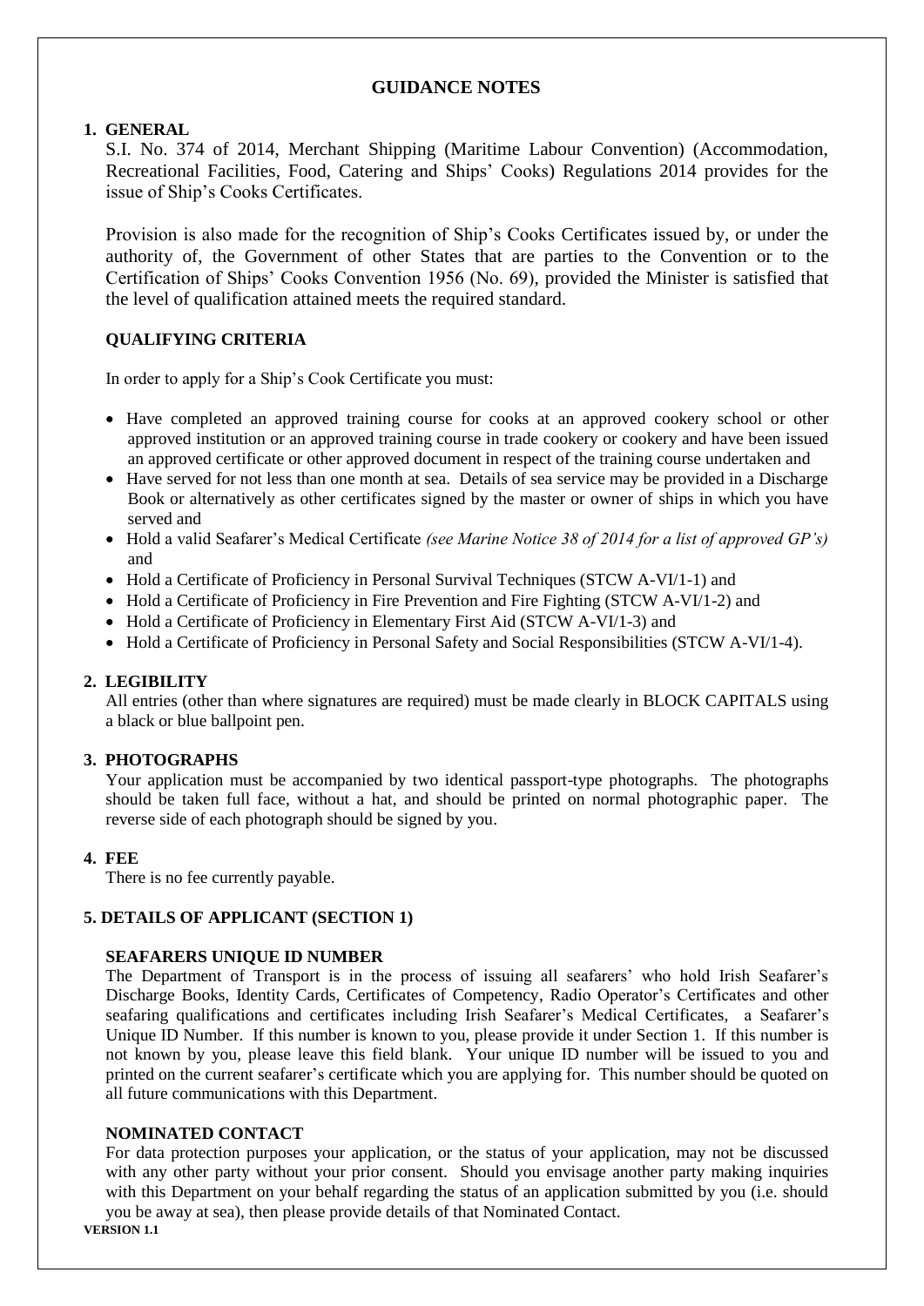# GUIDANCE NOTES

## 1. GENERAL

S.I. No. 374 of 2014, Merchant Shipping (Maritime Labour Convention) (Accommodation, Recreational Facilities, Food, Catering and Ships' Cooks) Regulations 2014 provides for the issue of Ship's Cooks Certificates.

Provision is also made for the recognition of Ship's Cooks Certificates issued by, or under the authority of, the Government of other States that are parties to the Convention or to the Certification of Ships' Cooks Convention 1956 (No. 69), provided the Minister is satisfied that the level of qualification attained meets the required standard.

### QUALIFYING CRITERIA

In order to apply for a Ship's Cook Certificate you must:

- Have completed an approved training course for cooks at an approved cookery school or other approved institution or an approved training course in trade cookery or cookery and have been issued an approved certificate or other approved document in respect of the training course undertaken and
- Have served for not less than one month at sea. Details of sea service may be provided in a Discharge Book or alternatively as other certificates signed by the master or owner of ships in which you have served and
- Hold a valid Seafarer's Medical Certificate *(see Marine Notice 38 of 2014 for a list of approved GP's)* and
- Hold a Certificate of Proficiency in Personal Survival Techniques (STCW A-VI/1-1) and
- Hold a Certificate of Proficiency in Fire Prevention and Fire Fighting (STCW A-VI/1-2) and
- Hold a Certificate of Proficiency in Elementary First Aid (STCW A-VI/1-3) and
- Hold a Certificate of Proficiency in Personal Safety and Social Responsibilities (STCW A-VI/1-4).

## 2. LEGIBILITY

All entries (other than where signatures are required) must be made clearly in BLOCK CAPITALS using a black or blue ballpoint pen.

## 3. PHOTOGRAPHS

Your application must be accompanied by two identical passport-type photographs. The photographs should be taken full face, without a hat, and should be printed on normal photographic paper. The reverse side of each photograph should be signed by you.

## 4. FEE

There is no fee currently payable.

## 5. DETAILS OF APPLICANT (SECTION 1)

### SEAFARERS UNIQUE ID NUMBER

The Department of Transport is in the process of issuing all seafarers' who hold Irish Seafarer's Discharge Books, Identity Cards, Certificates of Competency, Radio Operator's Certificates and other seafaring qualifications and certificates including Irish Seafarer's Medical Certificates, a Seafarer's Unique ID Number. If this number is known to you, please provide it under Section 1. If this number is not known by you, please leave this field blank. Your unique ID number will be issued to you and printed on the current seafarer's certificate which you are applying for. This number should be quoted on all future communications with this Department.

### NOMINATED CONTACT

For data protection purposes your application, or the status of your application, may not be discussed with any other party without your prior consent. Should you envisage another party making inquiries with this Department on your behalf regarding the status of an application submitted by you (i.e. should you be away at sea), then please provide details of that Nominated Contact.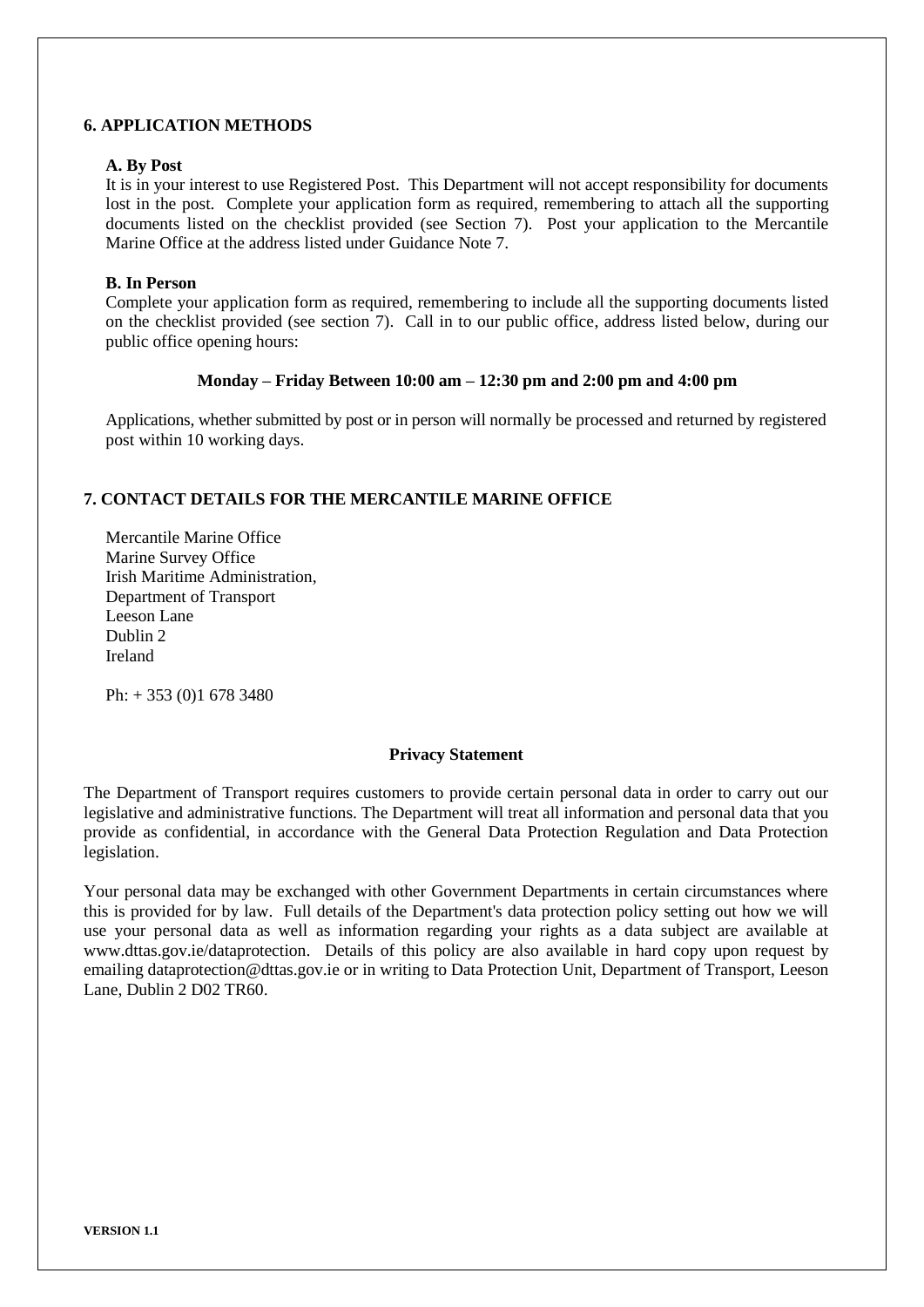## 6. APPLICATION METHODS

### A. By Post

It is in your interest to use Registered Post. This Department will not accept responsibility for documents lost in the post. Complete your application form as required, remembering to attach all the supporting documents listed on the checklist provided (see Section 7). Post your application to the Mercantile Marine Office at the address listed under Guidance Note 7.

### B. In Person

Complete your application form as required, remembering to include all the supporting documents listed on the checklist provided (see section 7). Call in to our public office, address listed below, during our public office opening hours:

**Monday – Friday Between 10:00 am – 12:30 pm and 2:00 pm and 4:00 pm**

Applications, whether submitted by post or in person will normally be processed and returned by registered post within 10 working days.

## 7. CONTACT DETAILS FOR THE MERCANTILE MARINE OFFICE

Mercantile Marine Office
Marine Survey Office
Irish Maritime Administration,
Department of Transport
Leeson Lane
Dublin 2
Ireland

Ph: + 353 (0)1 678 3480

**Privacy Statement**

The Department of Transport requires customers to provide certain personal data in order to carry out our legislative and administrative functions. The Department will treat all information and personal data that you provide as confidential, in accordance with the General Data Protection Regulation and Data Protection legislation.

Your personal data may be exchanged with other Government Departments in certain circumstances where this is provided for by law. Full details of the Department's data protection policy setting out how we will use your personal data as well as information regarding your rights as a data subject are available at www.dttas.gov.ie/dataprotection. Details of this policy are also available in hard copy upon request by emailing dataprotection@dttas.gov.ie or in writing to Data Protection Unit, Department of Transport, Leeson Lane, Dublin 2 D02 TR60.

**VERSION 1.1**